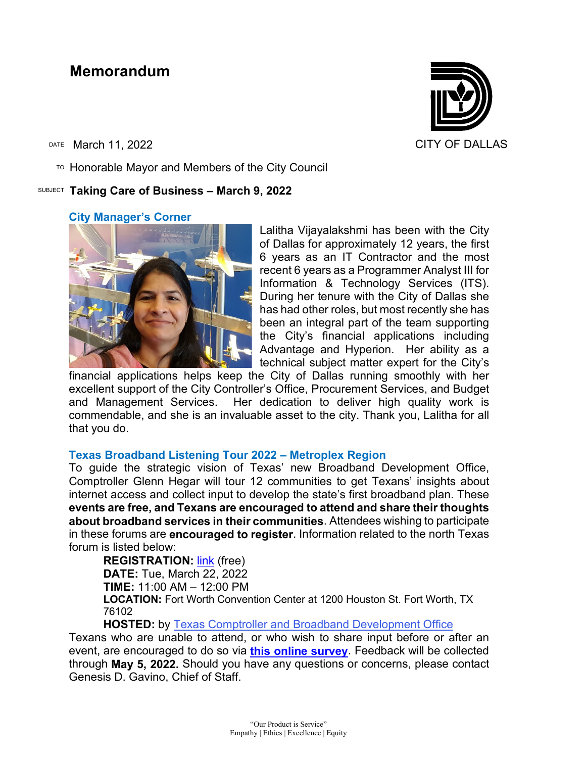# Memorandum

CITY OF DALLAS

DATE March 11, 2022

TO Honorable Mayor and Members of the City Council

SUBJECT **Taking Care of Business – March 9, 2022**

## City Manager's Corner

Lalitha Vijayalakshmi has been with the City of Dallas for approximately 12 years, the first 6 years as an IT Contractor and the most recent 6 years as a Programmer Analyst III for Information & Technology Services (ITS). During her tenure with the City of Dallas she has had other roles, but most recently she has been an integral part of the team supporting the City's financial applications including Advantage and Hyperion. Her ability as a technical subject matter expert for the City's financial applications helps keep the City of Dallas running smoothly with her excellent support of the City Controller's Office, Procurement Services, and Budget and Management Services. Her dedication to deliver high quality work is commendable, and she is an invaluable asset to the city. Thank you, Lalitha for all that you do.

## Texas Broadband Listening Tour 2022 – Metroplex Region

To guide the strategic vision of Texas' new Broadband Development Office, Comptroller Glenn Hegar will tour 12 communities to get Texans' insights about internet access and collect input to develop the state's first broadband plan. These **events are free, and Texans are encouraged to attend and share their thoughts about broadband services in their communities**. Attendees wishing to participate in these forums are **encouraged to register**. Information related to the north Texas forum is listed below:

**REGISTRATION:** link (free)
**DATE:** Tue, March 22, 2022
**TIME:** 11:00 AM – 12:00 PM
**LOCATION:** Fort Worth Convention Center at 1200 Houston St. Fort Worth, TX 76102
**HOSTED:** by Texas Comptroller and Broadband Development Office

Texans who are unable to attend, or who wish to share input before or after an event, are encouraged to do so via **this online survey**. Feedback will be collected through **May 5, 2022.** Should you have any questions or concerns, please contact Genesis D. Gavino, Chief of Staff.

"Our Product is Service"
Empathy | Ethics | Excellence | Equity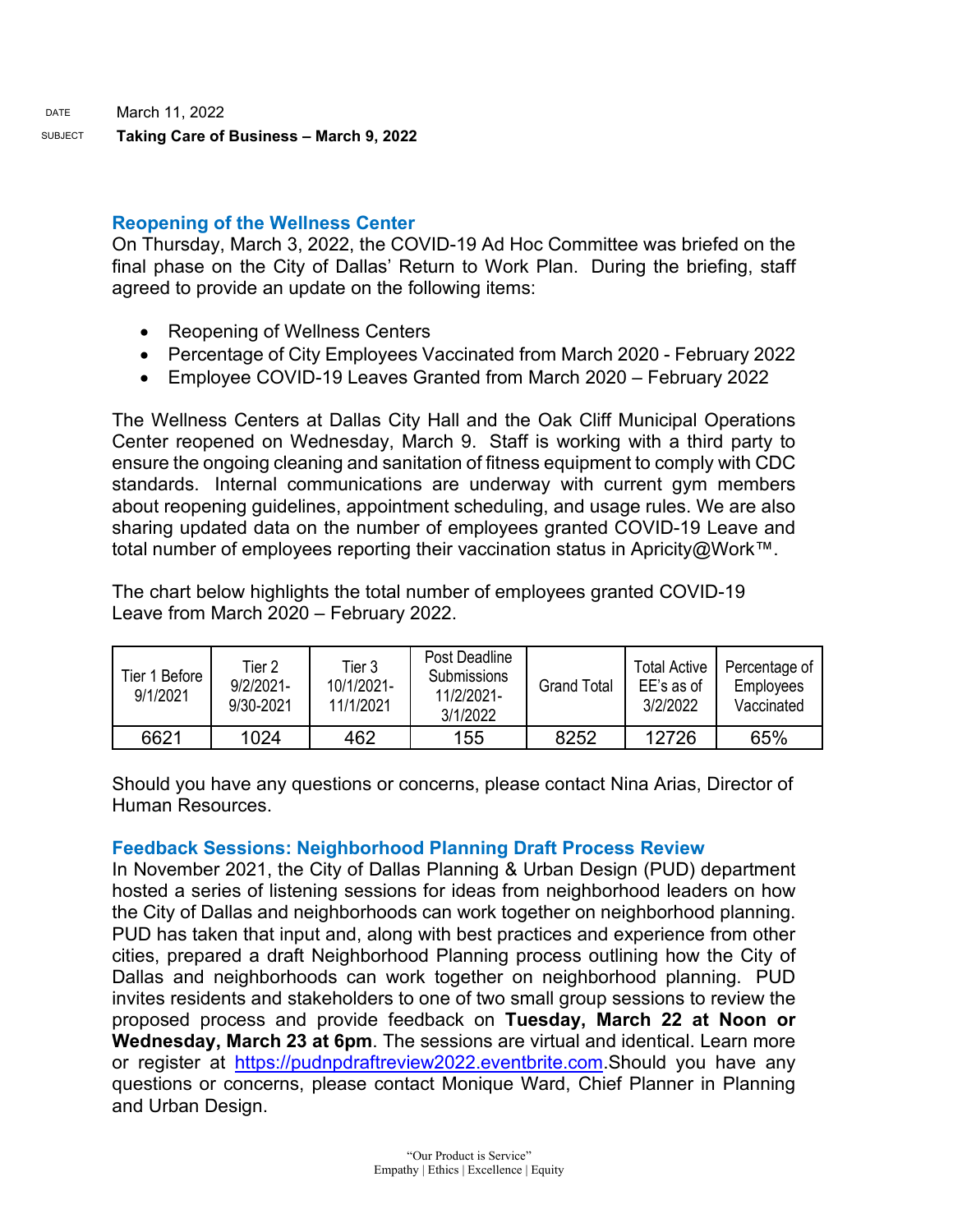DATE March 11, 2022

SUBJECT **Taking Care of Business – March 9, 2022**

## Reopening of the Wellness Center

On Thursday, March 3, 2022, the COVID-19 Ad Hoc Committee was briefed on the final phase on the City of Dallas' Return to Work Plan. During the briefing, staff agreed to provide an update on the following items:

- Reopening of Wellness Centers
- Percentage of City Employees Vaccinated from March 2020 - February 2022
- Employee COVID-19 Leaves Granted from March 2020 – February 2022

The Wellness Centers at Dallas City Hall and the Oak Cliff Municipal Operations Center reopened on Wednesday, March 9. Staff is working with a third party to ensure the ongoing cleaning and sanitation of fitness equipment to comply with CDC standards. Internal communications are underway with current gym members about reopening guidelines, appointment scheduling, and usage rules. We are also sharing updated data on the number of employees granted COVID-19 Leave and total number of employees reporting their vaccination status in Apricity@Work™.

The chart below highlights the total number of employees granted COVID-19 Leave from March 2020 – February 2022.

| Tier 1 Before 9/1/2021 | Tier 2 9/2/2021-9/30-2021 | Tier 3 10/1/2021-11/1/2021 | Post Deadline Submissions 11/2/2021-3/1/2022 | Grand Total | Total Active EE's as of 3/2/2022 | Percentage of Employees Vaccinated |
|---|---|---|---|---|---|---|
| 6621 | 1024 | 462 | 155 | 8252 | 12726 | 65% |

Should you have any questions or concerns, please contact Nina Arias, Director of Human Resources.

## Feedback Sessions: Neighborhood Planning Draft Process Review

In November 2021, the City of Dallas Planning & Urban Design (PUD) department hosted a series of listening sessions for ideas from neighborhood leaders on how the City of Dallas and neighborhoods can work together on neighborhood planning. PUD has taken that input and, along with best practices and experience from other cities, prepared a draft Neighborhood Planning process outlining how the City of Dallas and neighborhoods can work together on neighborhood planning. PUD invites residents and stakeholders to one of two small group sessions to review the proposed process and provide feedback on **Tuesday, March 22 at Noon or Wednesday, March 23 at 6pm**. The sessions are virtual and identical. Learn more or register at https://pudnpdraftreview2022.eventbrite.com.Should you have any questions or concerns, please contact Monique Ward, Chief Planner in Planning and Urban Design.

"Our Product is Service"
Empathy | Ethics | Excellence | Equity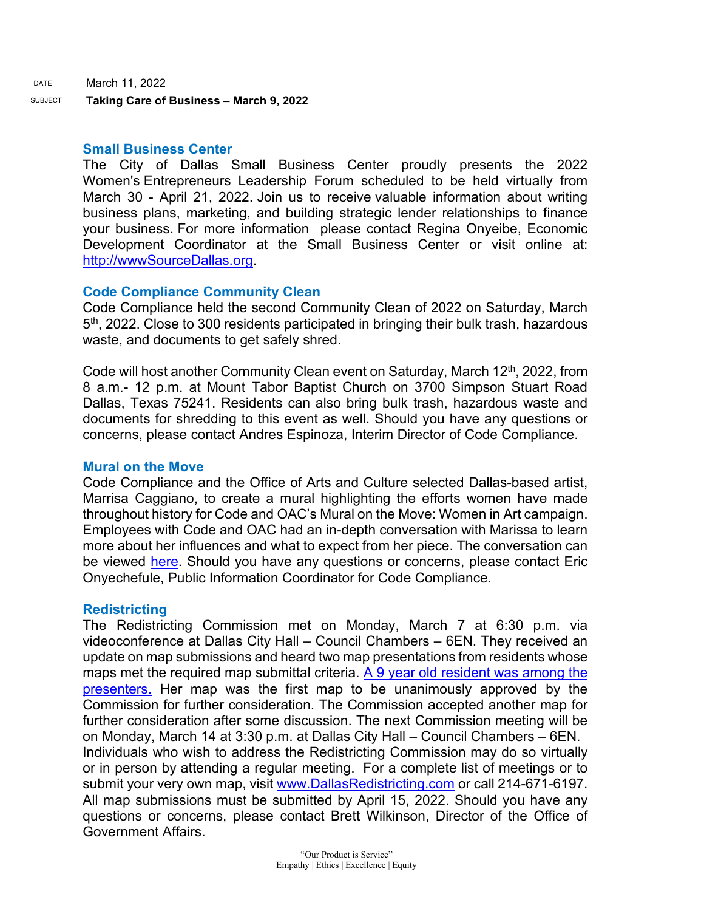DATE March 11, 2022

SUBJECT **Taking Care of Business – March 9, 2022**

## Small Business Center

The City of Dallas Small Business Center proudly presents the 2022 Women's Entrepreneurs Leadership Forum scheduled to be held virtually from March 30 - April 21, 2022. Join us to receive valuable information about writing business plans, marketing, and building strategic lender relationships to finance your business. For more information please contact Regina Onyeibe, Economic Development Coordinator at the Small Business Center or visit online at: [http://wwwSourceDallas.org](http://wwwSourceDallas.org).

## Code Compliance Community Clean

Code Compliance held the second Community Clean of 2022 on Saturday, March 5th, 2022. Close to 300 residents participated in bringing their bulk trash, hazardous waste, and documents to get safely shred.

Code will host another Community Clean event on Saturday, March 12th, 2022, from 8 a.m.- 12 p.m. at Mount Tabor Baptist Church on 3700 Simpson Stuart Road Dallas, Texas 75241. Residents can also bring bulk trash, hazardous waste and documents for shredding to this event as well. Should you have any questions or concerns, please contact Andres Espinoza, Interim Director of Code Compliance.

## Mural on the Move

Code Compliance and the Office of Arts and Culture selected Dallas-based artist, Marrisa Caggiano, to create a mural highlighting the efforts women have made throughout history for Code and OAC's Mural on the Move: Women in Art campaign. Employees with Code and OAC had an in-depth conversation with Marissa to learn more about her influences and what to expect from her piece. The conversation can be viewed here. Should you have any questions or concerns, please contact Eric Onyechefule, Public Information Coordinator for Code Compliance.

## Redistricting

The Redistricting Commission met on Monday, March 7 at 6:30 p.m. via videoconference at Dallas City Hall – Council Chambers – 6EN. They received an update on map submissions and heard two map presentations from residents whose maps met the required map submittal criteria. A 9 year old resident was among the presenters. Her map was the first map to be unanimously approved by the Commission for further consideration. The Commission accepted another map for further consideration after some discussion. The next Commission meeting will be on Monday, March 14 at 3:30 p.m. at Dallas City Hall – Council Chambers – 6EN. Individuals who wish to address the Redistricting Commission may do so virtually or in person by attending a regular meeting. For a complete list of meetings or to submit your very own map, visit [www.DallasRedistricting.com](http://www.DallasRedistricting.com) or call 214-671-6197. All map submissions must be submitted by April 15, 2022. Should you have any questions or concerns, please contact Brett Wilkinson, Director of the Office of Government Affairs.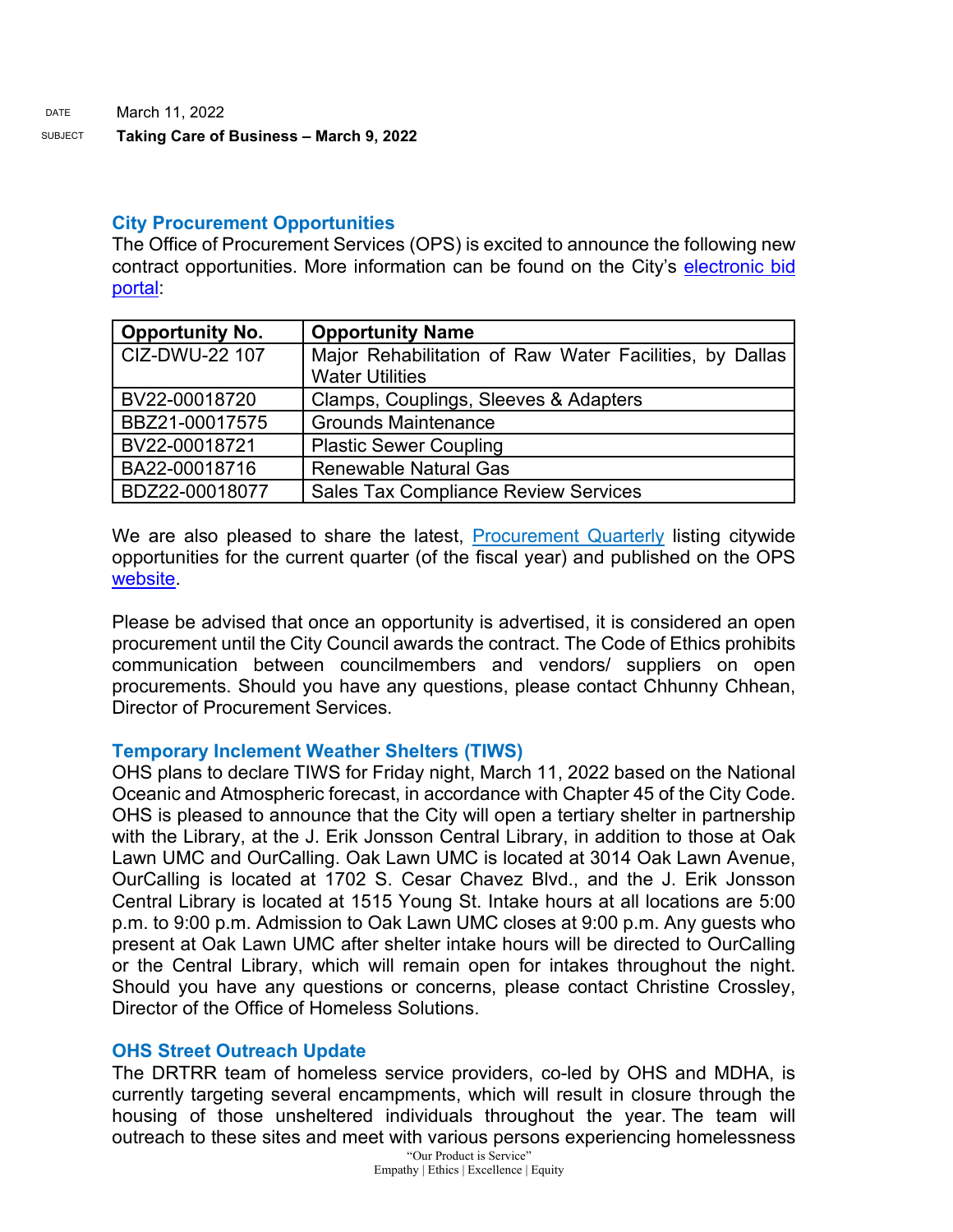DATE March 11, 2022

SUBJECT **Taking Care of Business – March 9, 2022**

## City Procurement Opportunities

The Office of Procurement Services (OPS) is excited to announce the following new contract opportunities. More information can be found on the City's electronic bid portal:

| Opportunity No. | Opportunity Name |
|---|---|
| CIZ-DWU-22 107 | Major Rehabilitation of Raw Water Facilities, by Dallas Water Utilities |
| BV22-00018720 | Clamps, Couplings, Sleeves & Adapters |
| BBZ21-00017575 | Grounds Maintenance |
| BV22-00018721 | Plastic Sewer Coupling |
| BA22-00018716 | Renewable Natural Gas |
| BDZ22-00018077 | Sales Tax Compliance Review Services |

We are also pleased to share the latest, Procurement Quarterly listing citywide opportunities for the current quarter (of the fiscal year) and published on the OPS website.

Please be advised that once an opportunity is advertised, it is considered an open procurement until the City Council awards the contract. The Code of Ethics prohibits communication between councilmembers and vendors/ suppliers on open procurements. Should you have any questions, please contact Chhunny Chhean, Director of Procurement Services.

## Temporary Inclement Weather Shelters (TIWS)

OHS plans to declare TIWS for Friday night, March 11, 2022 based on the National Oceanic and Atmospheric forecast, in accordance with Chapter 45 of the City Code. OHS is pleased to announce that the City will open a tertiary shelter in partnership with the Library, at the J. Erik Jonsson Central Library, in addition to those at Oak Lawn UMC and OurCalling. Oak Lawn UMC is located at 3014 Oak Lawn Avenue, OurCalling is located at 1702 S. Cesar Chavez Blvd., and the J. Erik Jonsson Central Library is located at 1515 Young St. Intake hours at all locations are 5:00 p.m. to 9:00 p.m. Admission to Oak Lawn UMC closes at 9:00 p.m. Any guests who present at Oak Lawn UMC after shelter intake hours will be directed to OurCalling or the Central Library, which will remain open for intakes throughout the night. Should you have any questions or concerns, please contact Christine Crossley, Director of the Office of Homeless Solutions.

## OHS Street Outreach Update

The DRTRR team of homeless service providers, co-led by OHS and MDHA, is currently targeting several encampments, which will result in closure through the housing of those unsheltered individuals throughout the year. The team will outreach to these sites and meet with various persons experiencing homelessness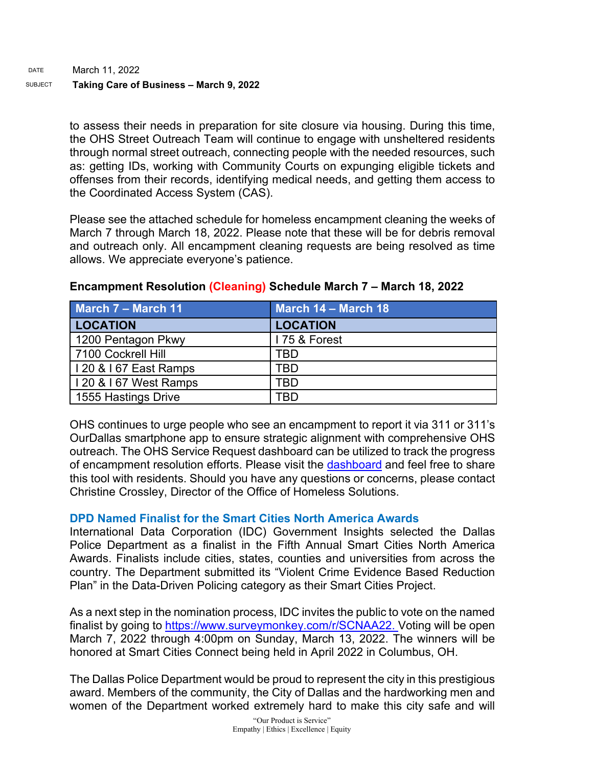to assess their needs in preparation for site closure via housing. During this time, the OHS Street Outreach Team will continue to engage with unsheltered residents through normal street outreach, connecting people with the needed resources, such as: getting IDs, working with Community Courts on expunging eligible tickets and offenses from their records, identifying medical needs, and getting them access to the Coordinated Access System (CAS).

Please see the attached schedule for homeless encampment cleaning the weeks of March 7 through March 18, 2022. Please note that these will be for debris removal and outreach only. All encampment cleaning requests are being resolved as time allows. We appreciate everyone's patience.

**Encampment Resolution (Cleaning) Schedule March 7 – March 18, 2022**

| March 7 – March 11 | March 14 – March 18 |
|---|---|
| **LOCATION** | **LOCATION** |
| 1200 Pentagon Pkwy | I 75 & Forest |
| 7100 Cockrell Hill | TBD |
| I 20 & I 67 East Ramps | TBD |
| I 20 & I 67 West Ramps | TBD |
| 1555 Hastings Drive | TBD |

OHS continues to urge people who see an encampment to report it via 311 or 311's OurDallas smartphone app to ensure strategic alignment with comprehensive OHS outreach. The OHS Service Request dashboard can be utilized to track the progress of encampment resolution efforts. Please visit the dashboard and feel free to share this tool with residents. Should you have any questions or concerns, please contact Christine Crossley, Director of the Office of Homeless Solutions.

## DPD Named Finalist for the Smart Cities North America Awards

International Data Corporation (IDC) Government Insights selected the Dallas Police Department as a finalist in the Fifth Annual Smart Cities North America Awards. Finalists include cities, states, counties and universities from across the country. The Department submitted its "Violent Crime Evidence Based Reduction Plan" in the Data-Driven Policing category as their Smart Cities Project.

As a next step in the nomination process, IDC invites the public to vote on the named finalist by going to https://www.surveymonkey.com/r/SCNAA22. Voting will be open March 7, 2022 through 4:00pm on Sunday, March 13, 2022. The winners will be honored at Smart Cities Connect being held in April 2022 in Columbus, OH.

The Dallas Police Department would be proud to represent the city in this prestigious award. Members of the community, the City of Dallas and the hardworking men and women of the Department worked extremely hard to make this city safe and will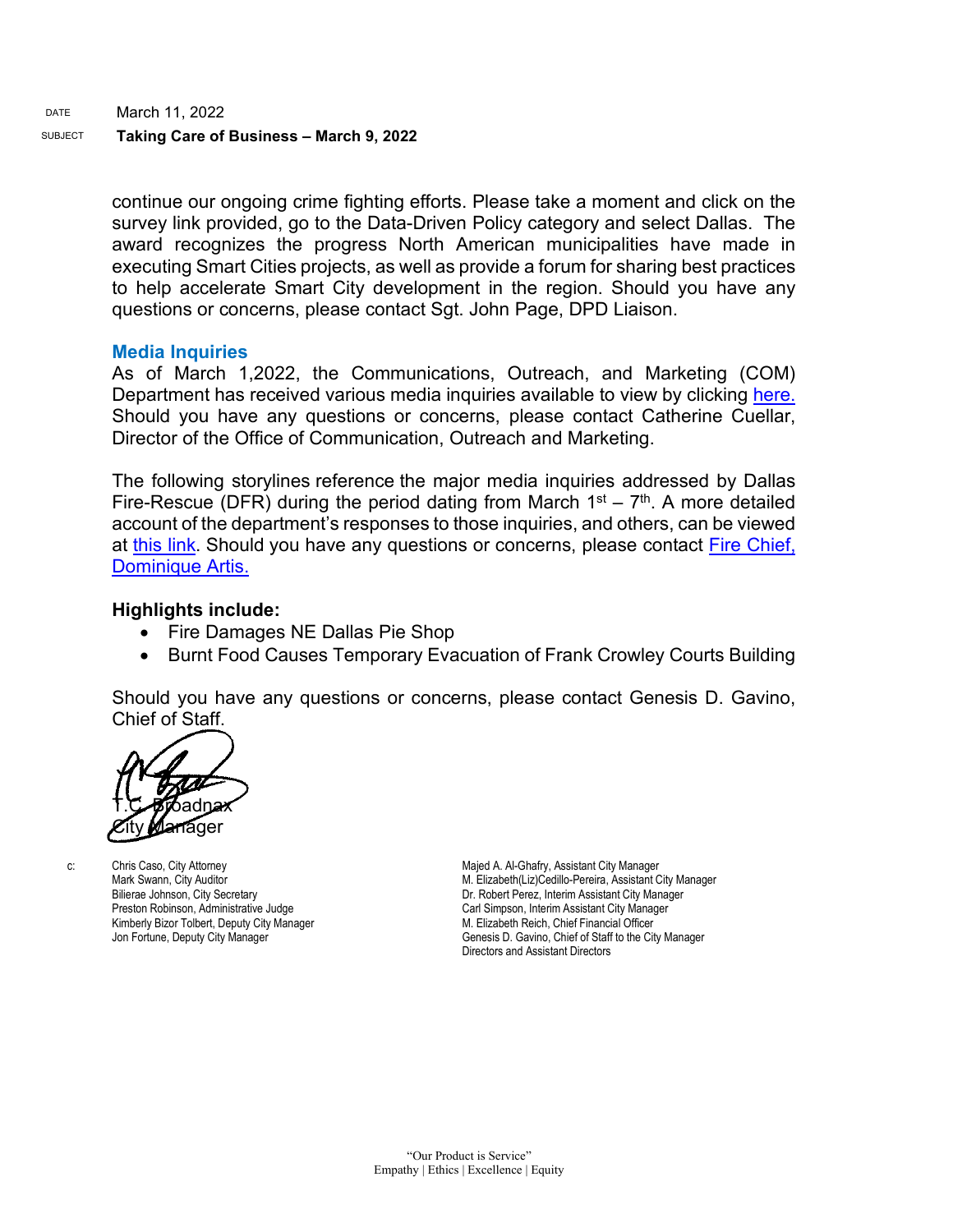DATE March 11, 2022

SUBJECT **Taking Care of Business – March 9, 2022**

continue our ongoing crime fighting efforts. Please take a moment and click on the survey link provided, go to the Data-Driven Policy category and select Dallas. The award recognizes the progress North American municipalities have made in executing Smart Cities projects, as well as provide a forum for sharing best practices to help accelerate Smart City development in the region. Should you have any questions or concerns, please contact Sgt. John Page, DPD Liaison.

### Media Inquiries

As of March 1,2022, the Communications, Outreach, and Marketing (COM) Department has received various media inquiries available to view by clicking here. Should you have any questions or concerns, please contact Catherine Cuellar, Director of the Office of Communication, Outreach and Marketing.

The following storylines reference the major media inquiries addressed by Dallas Fire-Rescue (DFR) during the period dating from March 1st – 7th. A more detailed account of the department's responses to those inquiries, and others, can be viewed at this link. Should you have any questions or concerns, please contact Fire Chief, Dominique Artis.

**Highlights include:**

- Fire Damages NE Dallas Pie Shop
- Burnt Food Causes Temporary Evacuation of Frank Crowley Courts Building

Should you have any questions or concerns, please contact Genesis D. Gavino, Chief of Staff.

T.C. Broadnax
City Manager

c:
Chris Caso, City Attorney
Mark Swann, City Auditor
Bilierae Johnson, City Secretary
Preston Robinson, Administrative Judge
Kimberly Bizor Tolbert, Deputy City Manager
Jon Fortune, Deputy City Manager
Majed A. Al-Ghafry, Assistant City Manager
M. Elizabeth(Liz)Cedillo-Pereira, Assistant City Manager
Dr. Robert Perez, Interim Assistant City Manager
Carl Simpson, Interim Assistant City Manager
M. Elizabeth Reich, Chief Financial Officer
Genesis D. Gavino, Chief of Staff to the City Manager
Directors and Assistant Directors

"Our Product is Service"
Empathy | Ethics | Excellence | Equity